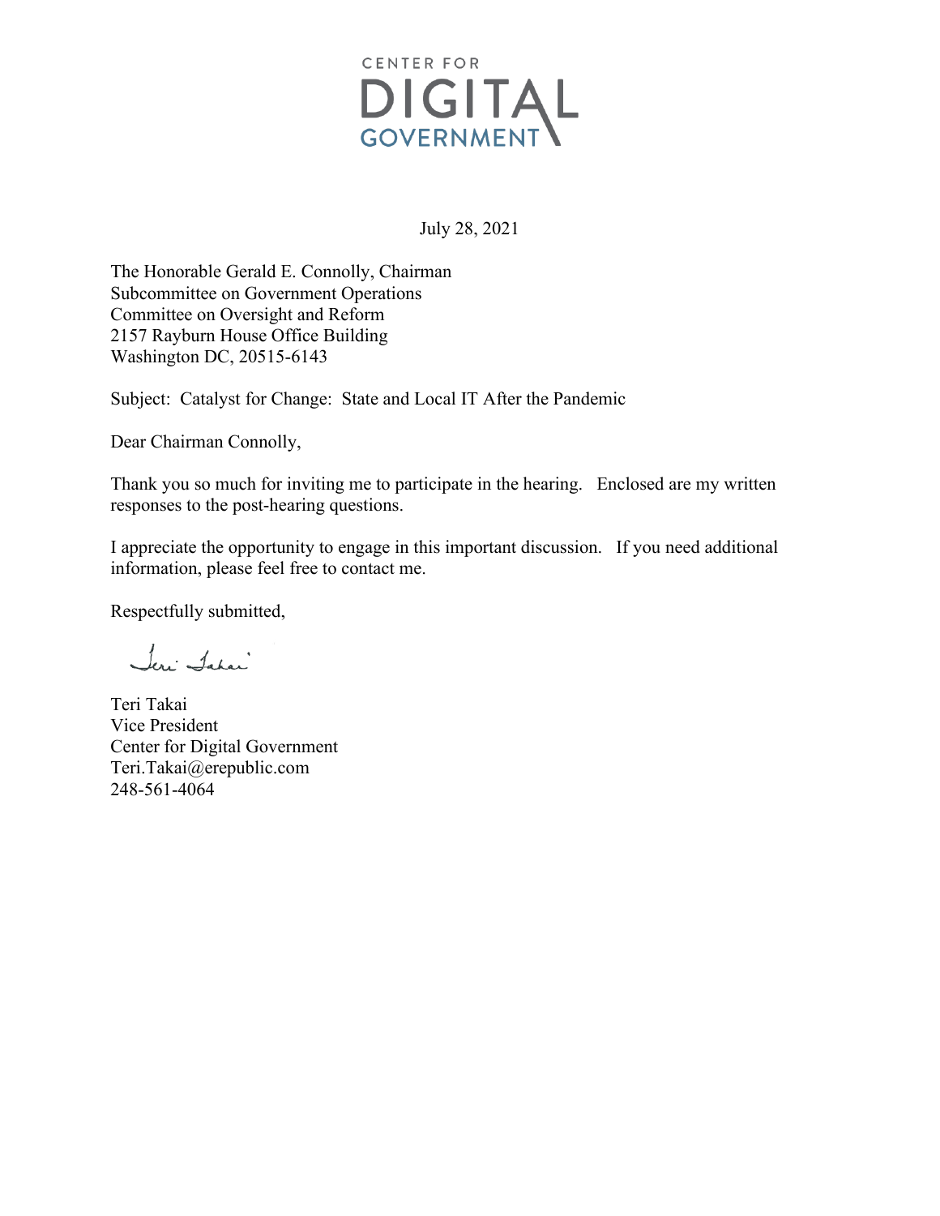CENTER FOR DIGITAL GOVERNMENT

July 28, 2021

The Honorable Gerald E. Connolly, Chairman
Subcommittee on Government Operations
Committee on Oversight and Reform
2157 Rayburn House Office Building
Washington DC, 20515-6143

Subject: Catalyst for Change: State and Local IT After the Pandemic

Dear Chairman Connolly,

Thank you so much for inviting me to participate in the hearing. Enclosed are my written responses to the post-hearing questions.

I appreciate the opportunity to engage in this important discussion. If you need additional information, please feel free to contact me.

Respectfully submitted,

Teri Takai

Teri Takai
Vice President
Center for Digital Government
Teri.Takai@erepublic.com
248-561-4064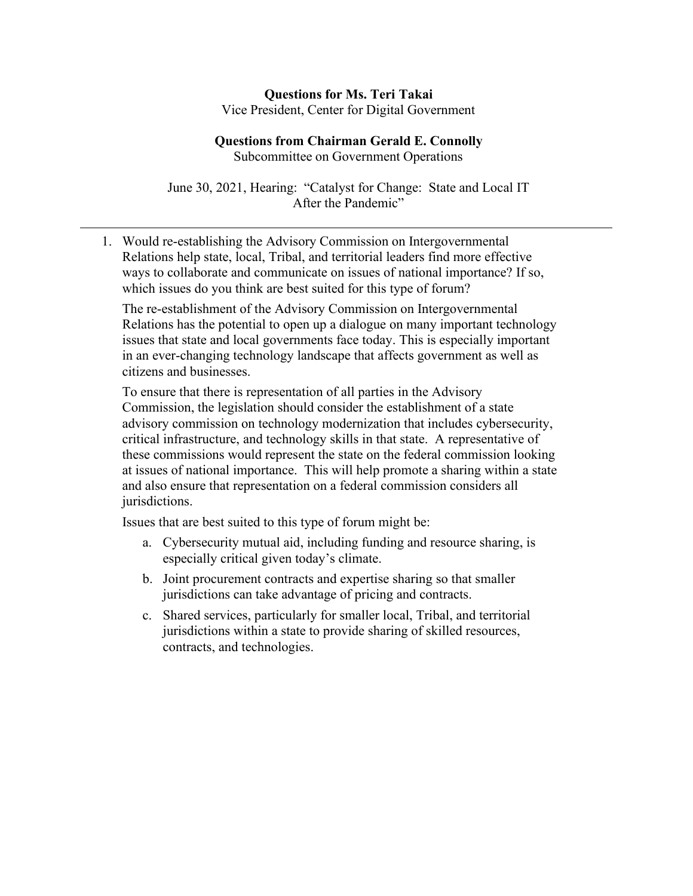**Questions for Ms. Teri Takai**
Vice President, Center for Digital Government

**Questions from Chairman Gerald E. Connolly**
Subcommittee on Government Operations

June 30, 2021, Hearing: "Catalyst for Change: State and Local IT After the Pandemic"

---

1. Would re-establishing the Advisory Commission on Intergovernmental Relations help state, local, Tribal, and territorial leaders find more effective ways to collaborate and communicate on issues of national importance? If so, which issues do you think are best suited for this type of forum?

   The re-establishment of the Advisory Commission on Intergovernmental Relations has the potential to open up a dialogue on many important technology issues that state and local governments face today. This is especially important in an ever-changing technology landscape that affects government as well as citizens and businesses.

   To ensure that there is representation of all parties in the Advisory Commission, the legislation should consider the establishment of a state advisory commission on technology modernization that includes cybersecurity, critical infrastructure, and technology skills in that state. A representative of these commissions would represent the state on the federal commission looking at issues of national importance. This will help promote a sharing within a state and also ensure that representation on a federal commission considers all jurisdictions.

   Issues that are best suited to this type of forum might be:

   a. Cybersecurity mutual aid, including funding and resource sharing, is especially critical given today's climate.

   b. Joint procurement contracts and expertise sharing so that smaller jurisdictions can take advantage of pricing and contracts.

   c. Shared services, particularly for smaller local, Tribal, and territorial jurisdictions within a state to provide sharing of skilled resources, contracts, and technologies.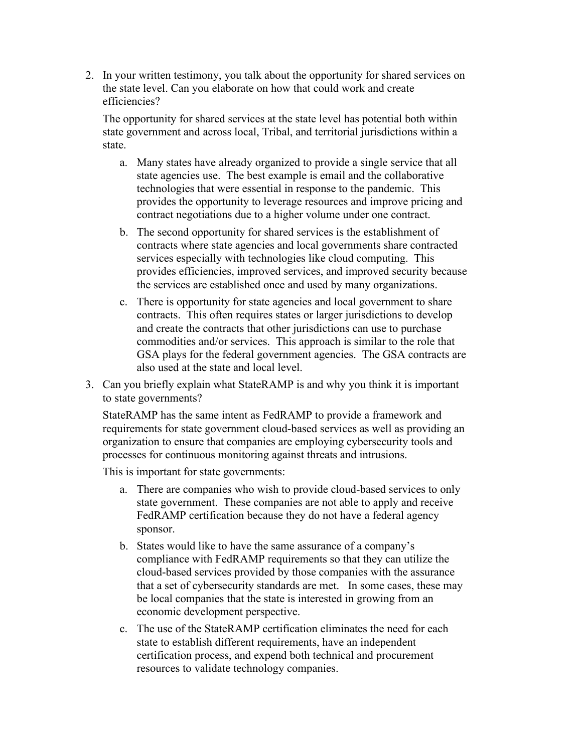2. In your written testimony, you talk about the opportunity for shared services on the state level. Can you elaborate on how that could work and create efficiencies?

   The opportunity for shared services at the state level has potential both within state government and across local, Tribal, and territorial jurisdictions within a state.

   a. Many states have already organized to provide a single service that all state agencies use. The best example is email and the collaborative technologies that were essential in response to the pandemic. This provides the opportunity to leverage resources and improve pricing and contract negotiations due to a higher volume under one contract.

   b. The second opportunity for shared services is the establishment of contracts where state agencies and local governments share contracted services especially with technologies like cloud computing. This provides efficiencies, improved services, and improved security because the services are established once and used by many organizations.

   c. There is opportunity for state agencies and local government to share contracts. This often requires states or larger jurisdictions to develop and create the contracts that other jurisdictions can use to purchase commodities and/or services. This approach is similar to the role that GSA plays for the federal government agencies. The GSA contracts are also used at the state and local level.

3. Can you briefly explain what StateRAMP is and why you think it is important to state governments?

   StateRAMP has the same intent as FedRAMP to provide a framework and requirements for state government cloud-based services as well as providing an organization to ensure that companies are employing cybersecurity tools and processes for continuous monitoring against threats and intrusions.

   This is important for state governments:

   a. There are companies who wish to provide cloud-based services to only state government. These companies are not able to apply and receive FedRAMP certification because they do not have a federal agency sponsor.

   b. States would like to have the same assurance of a company's compliance with FedRAMP requirements so that they can utilize the cloud-based services provided by those companies with the assurance that a set of cybersecurity standards are met. In some cases, these may be local companies that the state is interested in growing from an economic development perspective.

   c. The use of the StateRAMP certification eliminates the need for each state to establish different requirements, have an independent certification process, and expend both technical and procurement resources to validate technology companies.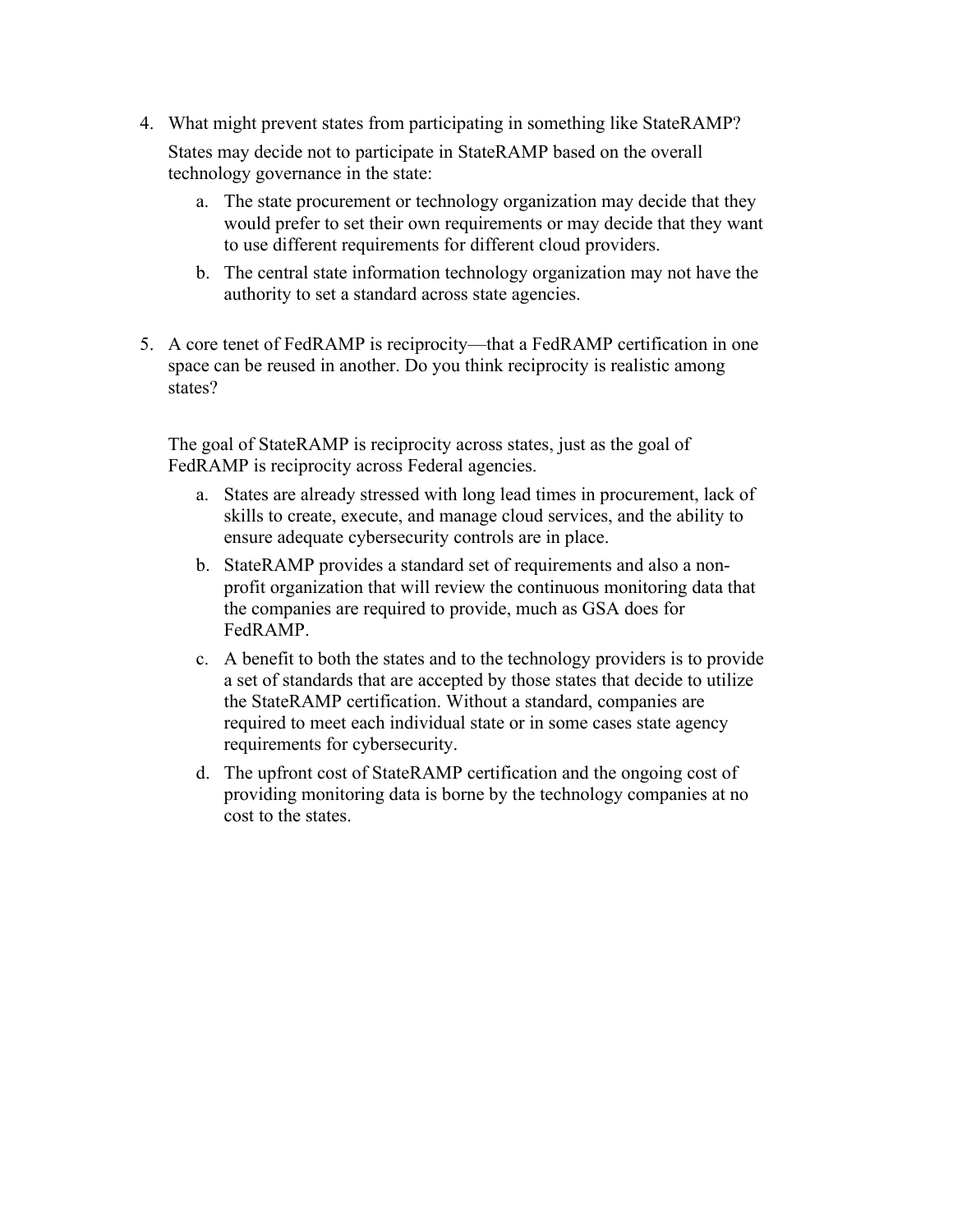4. What might prevent states from participating in something like StateRAMP?

   States may decide not to participate in StateRAMP based on the overall technology governance in the state:

   a. The state procurement or technology organization may decide that they would prefer to set their own requirements or may decide that they want to use different requirements for different cloud providers.
   b. The central state information technology organization may not have the authority to set a standard across state agencies.

5. A core tenet of FedRAMP is reciprocity—that a FedRAMP certification in one space can be reused in another. Do you think reciprocity is realistic among states?

   The goal of StateRAMP is reciprocity across states, just as the goal of FedRAMP is reciprocity across Federal agencies.

   a. States are already stressed with long lead times in procurement, lack of skills to create, execute, and manage cloud services, and the ability to ensure adequate cybersecurity controls are in place.
   b. StateRAMP provides a standard set of requirements and also a non-profit organization that will review the continuous monitoring data that the companies are required to provide, much as GSA does for FedRAMP.
   c. A benefit to both the states and to the technology providers is to provide a set of standards that are accepted by those states that decide to utilize the StateRAMP certification. Without a standard, companies are required to meet each individual state or in some cases state agency requirements for cybersecurity.
   d. The upfront cost of StateRAMP certification and the ongoing cost of providing monitoring data is borne by the technology companies at no cost to the states.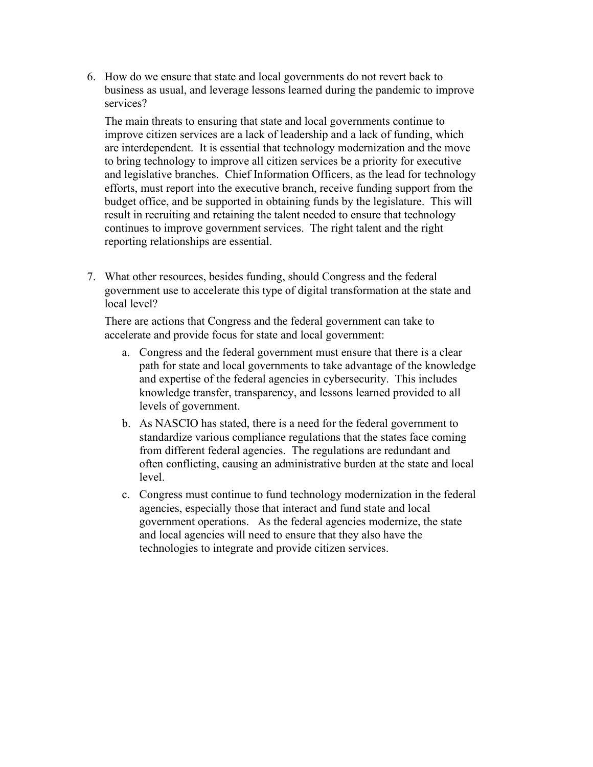6. How do we ensure that state and local governments do not revert back to business as usual, and leverage lessons learned during the pandemic to improve services?

   The main threats to ensuring that state and local governments continue to improve citizen services are a lack of leadership and a lack of funding, which are interdependent. It is essential that technology modernization and the move to bring technology to improve all citizen services be a priority for executive and legislative branches. Chief Information Officers, as the lead for technology efforts, must report into the executive branch, receive funding support from the budget office, and be supported in obtaining funds by the legislature. This will result in recruiting and retaining the talent needed to ensure that technology continues to improve government services. The right talent and the right reporting relationships are essential.

7. What other resources, besides funding, should Congress and the federal government use to accelerate this type of digital transformation at the state and local level?

   There are actions that Congress and the federal government can take to accelerate and provide focus for state and local government:

   a. Congress and the federal government must ensure that there is a clear path for state and local governments to take advantage of the knowledge and expertise of the federal agencies in cybersecurity. This includes knowledge transfer, transparency, and lessons learned provided to all levels of government.

   b. As NASCIO has stated, there is a need for the federal government to standardize various compliance regulations that the states face coming from different federal agencies. The regulations are redundant and often conflicting, causing an administrative burden at the state and local level.

   c. Congress must continue to fund technology modernization in the federal agencies, especially those that interact and fund state and local government operations. As the federal agencies modernize, the state and local agencies will need to ensure that they also have the technologies to integrate and provide citizen services.